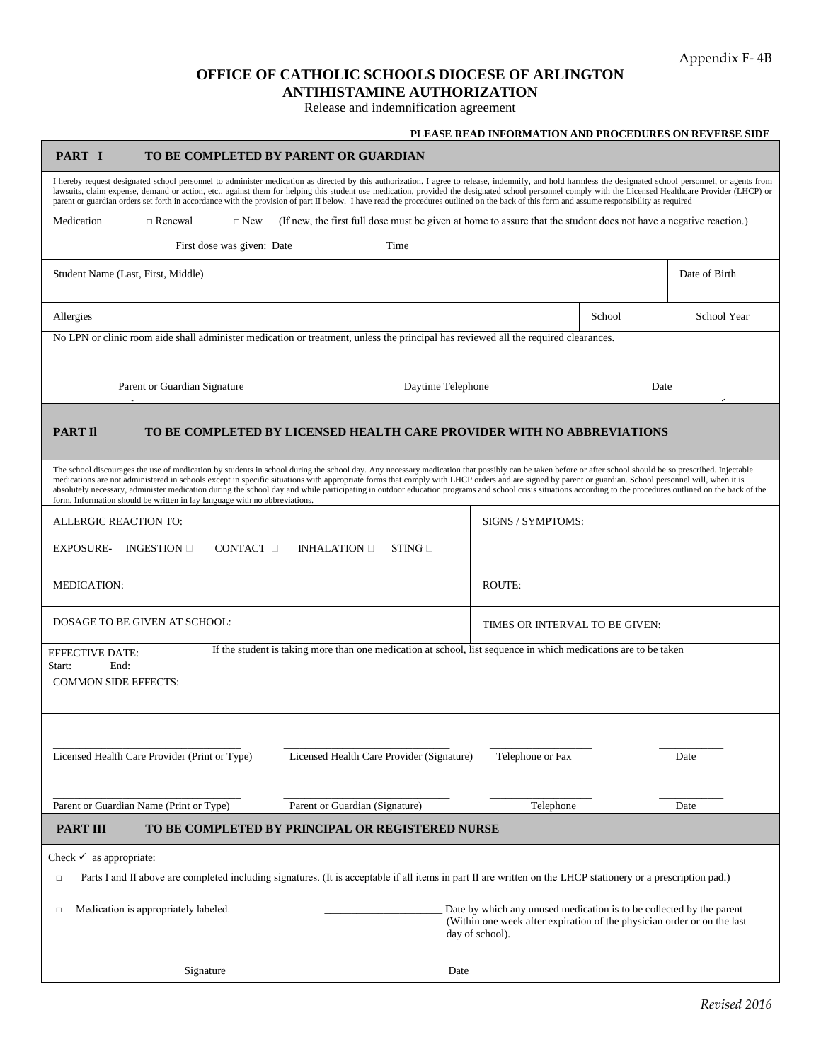Appendix F- 4B

# OFFICE OF CATHOLIC SCHOOLS DIOCESE OF ARLINGTON
# ANTIHISTAMINE AUTHORIZATION

Release and indemnification agreement

**PLEASE READ INFORMATION AND PROCEDURES ON REVERSE SIDE**

## PART I TO BE COMPLETED BY PARENT OR GUARDIAN

I hereby request designated school personnel to administer medication as directed by this authorization. I agree to release, indemnify, and hold harmless the designated school personnel, or agents from lawsuits, claim expense, demand or action, etc., against them for helping this student use medication, provided the designated school personnel comply with the Licensed Healthcare Provider (LHCP) or parent or guardian orders set forth in accordance with the provision of part II below. I have read the procedures outlined on the back of this form and assume responsibility as required

Medication □ Renewal □ New (If new, the first full dose must be given at home to assure that the student does not have a negative reaction.)

First dose was given: Date____________ Time____________

| Student Name (Last, First, Middle) | | Date of Birth |
|---|---|---|
| **Allergies** | **School** | **School Year** |

No LPN or clinic room aide shall administer medication or treatment, unless the principal has reviewed all the required clearances.

_______________________ _______________________ _______________

Parent or Guardian Signature | Daytime Telephone | Date

## PART II TO BE COMPLETED BY LICENSED HEALTH CARE PROVIDER WITH NO ABBREVIATIONS

The school discourages the use of medication by students in school during the school day. Any necessary medication that possibly can be taken before or after school should be so prescribed. Injectable medications are not administered in schools except in specific situations with appropriate forms that comply with LHCP orders and are signed by parent or guardian. School personnel will, when it is absolutely necessary, administer medication during the school day and while participating in outdoor education programs and school crisis situations according to the procedures outlined on the back of the form. Information should be written in lay language with no abbreviations.

| ALLERGIC REACTION TO:<br>EXPOSURE- INGESTION □ CONTACT □ INHALATION □ STING □ | SIGNS / SYMPTOMS: |
|---|---|
| MEDICATION: | ROUTE: |
| DOSAGE TO BE GIVEN AT SCHOOL: | TIMES OR INTERVAL TO BE GIVEN: |
| EFFECTIVE DATE:<br>Start: End: | If the student is taking more than one medication at school, list sequence in which medications are to be taken |
| COMMON SIDE EFFECTS: | |

_______________________ _______________________ _______________ ___________

Licensed Health Care Provider (Print or Type) | Licensed Health Care Provider (Signature) | Telephone or Fax | Date

_______________________ _______________________ _______________ ___________

Parent or Guardian Name (Print or Type) | Parent or Guardian (Signature) | Telephone | Date

## PART III TO BE COMPLETED BY PRINCIPAL OR REGISTERED NURSE

Check ✓ as appropriate:

□ Parts I and II above are completed including signatures. (It is acceptable if all items in part II are written on the LHCP stationery or a prescription pad.)

□ Medication is appropriately labeled. ____________________ Date by which any unused medication is to be collected by the parent (Within one week after expiration of the physician order or on the last day of school).

_______________________ _______________________

Signature | Date

*Revised 2016*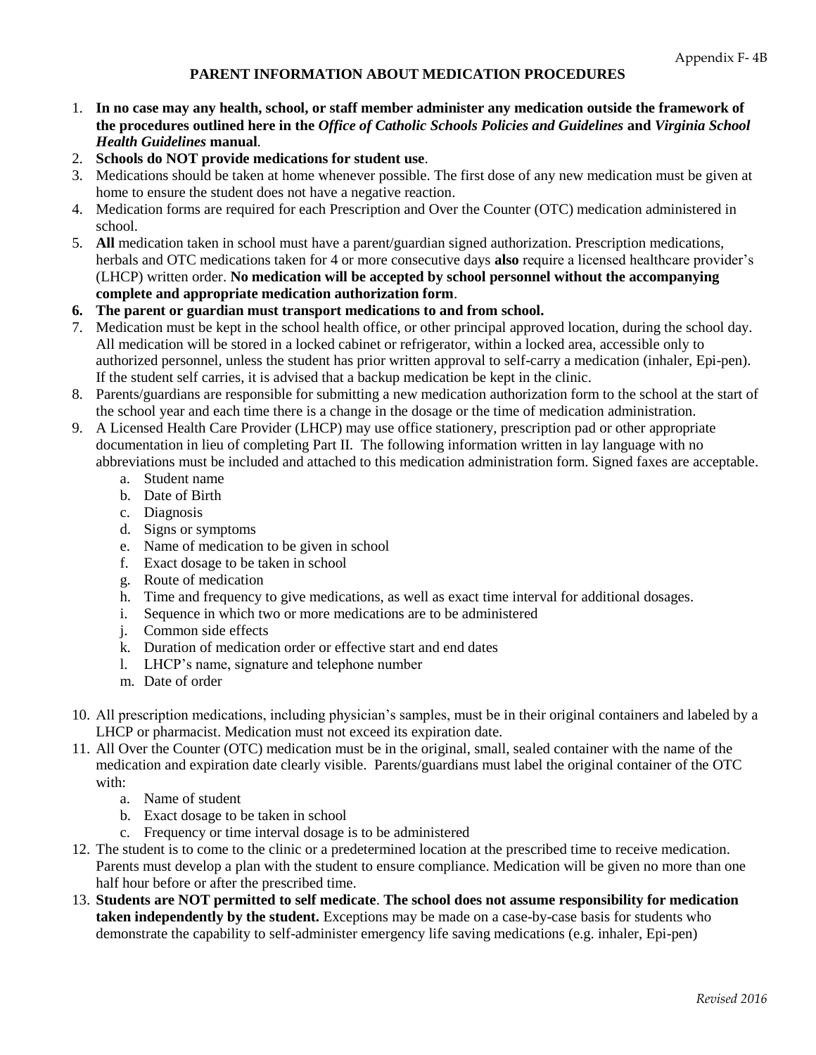Appendix F- 4B

# PARENT INFORMATION ABOUT MEDICATION PROCEDURES

1. **In no case may any health, school, or staff member administer any medication outside the framework of the procedures outlined here in the *Office of Catholic Schools Policies and Guidelines* and *Virginia School Health Guidelines* manual**.
2. **Schools do NOT provide medications for student use**.
3. Medications should be taken at home whenever possible. The first dose of any new medication must be given at home to ensure the student does not have a negative reaction.
4. Medication forms are required for each Prescription and Over the Counter (OTC) medication administered in school.
5. **All** medication taken in school must have a parent/guardian signed authorization. Prescription medications, herbals and OTC medications taken for 4 or more consecutive days **also** require a licensed healthcare provider's (LHCP) written order. **No medication will be accepted by school personnel without the accompanying complete and appropriate medication authorization form**.
6. **The parent or guardian must transport medications to and from school.**
7. Medication must be kept in the school health office, or other principal approved location, during the school day. All medication will be stored in a locked cabinet or refrigerator, within a locked area, accessible only to authorized personnel, unless the student has prior written approval to self-carry a medication (inhaler, Epi-pen). If the student self carries, it is advised that a backup medication be kept in the clinic.
8. Parents/guardians are responsible for submitting a new medication authorization form to the school at the start of the school year and each time there is a change in the dosage or the time of medication administration.
9. A Licensed Health Care Provider (LHCP) may use office stationery, prescription pad or other appropriate documentation in lieu of completing Part II. The following information written in lay language with no abbreviations must be included and attached to this medication administration form. Signed faxes are acceptable.
   a. Student name
   b. Date of Birth
   c. Diagnosis
   d. Signs or symptoms
   e. Name of medication to be given in school
   f. Exact dosage to be taken in school
   g. Route of medication
   h. Time and frequency to give medications, as well as exact time interval for additional dosages.
   i. Sequence in which two or more medications are to be administered
   j. Common side effects
   k. Duration of medication order or effective start and end dates
   l. LHCP's name, signature and telephone number
   m. Date of order
10. All prescription medications, including physician's samples, must be in their original containers and labeled by a LHCP or pharmacist. Medication must not exceed its expiration date.
11. All Over the Counter (OTC) medication must be in the original, small, sealed container with the name of the medication and expiration date clearly visible. Parents/guardians must label the original container of the OTC with:
   a. Name of student
   b. Exact dosage to be taken in school
   c. Frequency or time interval dosage is to be administered
12. The student is to come to the clinic or a predetermined location at the prescribed time to receive medication. Parents must develop a plan with the student to ensure compliance. Medication will be given no more than one half hour before or after the prescribed time.
13. **Students are NOT permitted to self medicate**. **The school does not assume responsibility for medication taken independently by the student.** Exceptions may be made on a case-by-case basis for students who demonstrate the capability to self-administer emergency life saving medications (e.g. inhaler, Epi-pen)

*Revised 2016*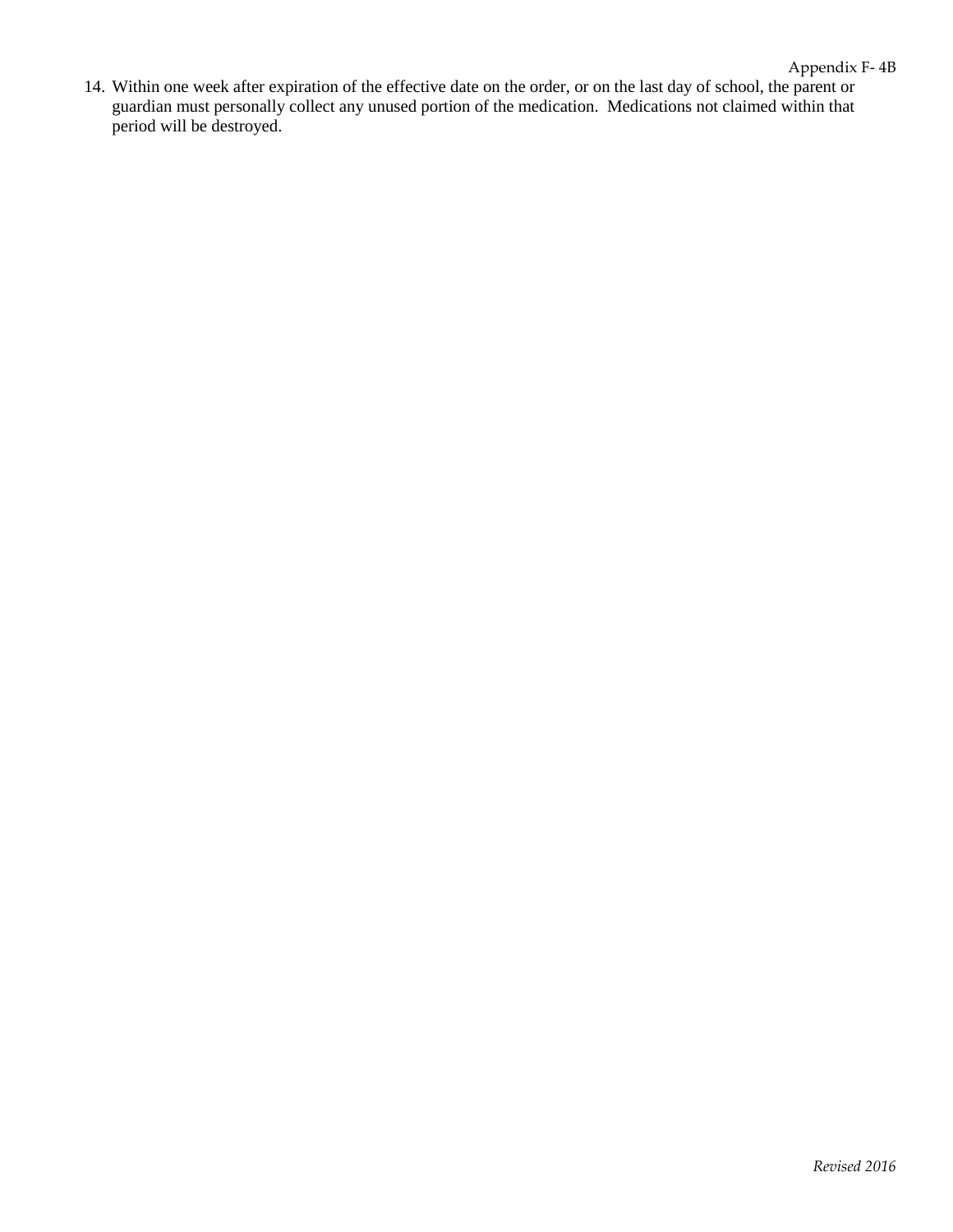14. Within one week after expiration of the effective date on the order, or on the last day of school, the parent or guardian must personally collect any unused portion of the medication. Medications not claimed within that period will be destroyed.